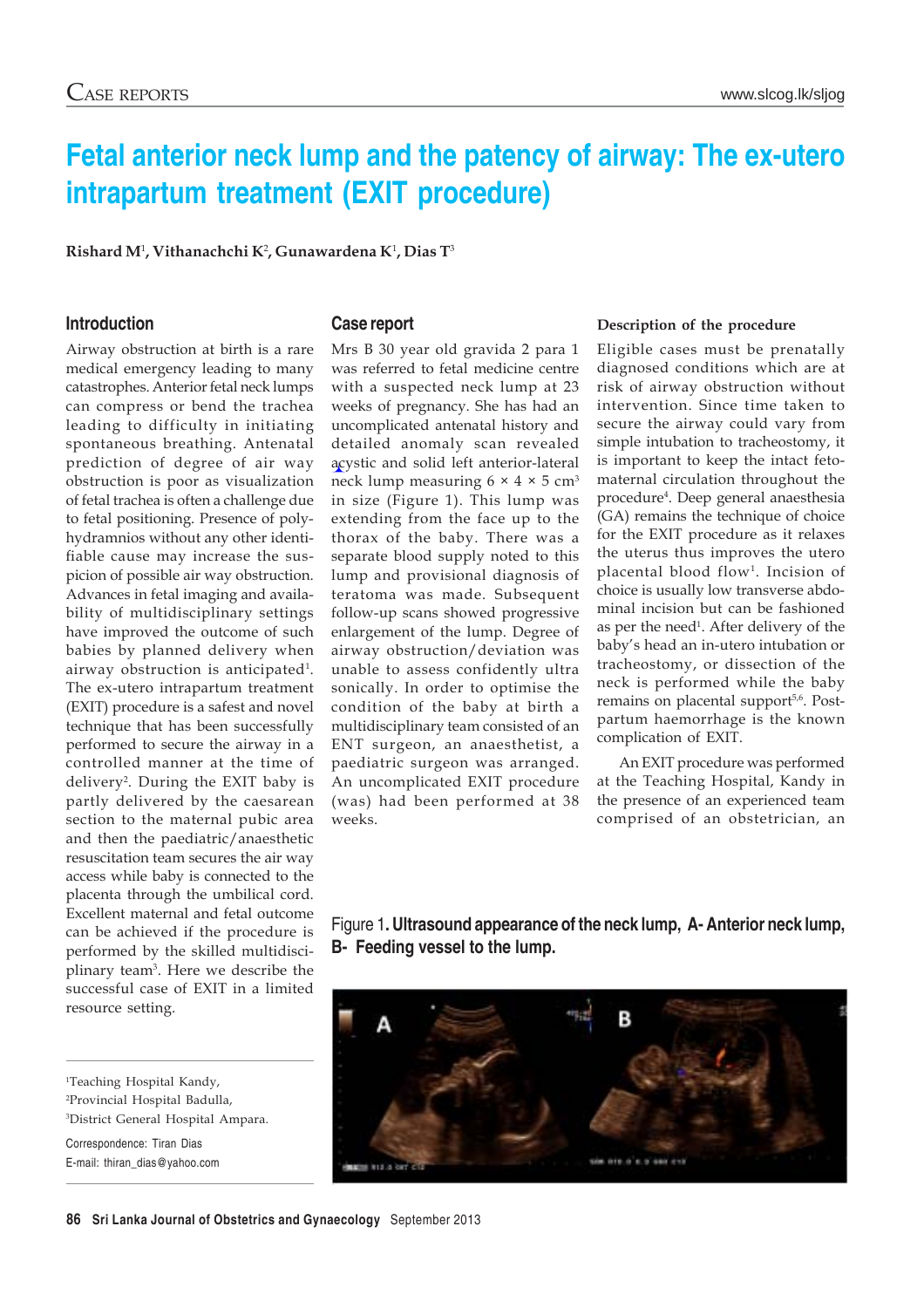# Fetal anterior neck lump and the patency of airway: The ex-utero intrapartum treatment (EXIT procedure)

**Rishard M[1], Vithanachchi K[2], Gunawardena K[1], Dias T[3]**

## Introduction

Airway obstruction at birth is a rare medical emergency leading to many catastrophes. Anterior fetal neck lumps can compress or bend the trachea leading to difficulty in initiating spontaneous breathing. Antenatal prediction of degree of air way obstruction is poor as visualization of fetal trachea is often a challenge due to fetal positioning. Presence of polyhydramnios without any other identifiable cause may increase the suspicion of possible air way obstruction. Advances in fetal imaging and availability of multidisciplinary settings have improved the outcome of such babies by planned delivery when airway obstruction is anticipated[1]. The ex-utero intrapartum treatment (EXIT) procedure is a safest and novel technique that has been successfully performed to secure the airway in a controlled manner at the time of delivery[2]. During the EXIT baby is partly delivered by the caesarean section to the maternal pubic area and then the paediatric/anaesthetic resuscitation team secures the air way access while baby is connected to the placenta through the umbilical cord. Excellent maternal and fetal outcome can be achieved if the procedure is performed by the skilled multidisciplinary team[3]. Here we describe the successful case of EXIT in a limited resource setting.

[1]Teaching Hospital Kandy,
[2]Provincial Hospital Badulla,
[3]District General Hospital Ampara.

Correspondence: Tiran Dias
E-mail: thiran_dias@yahoo.com

## Case report

Mrs B 30 year old gravida 2 para 1 was referred to fetal medicine centre with a suspected neck lump at 23 weeks of pregnancy. She has had an uncomplicated antenatal history and detailed anomaly scan revealed acystic and solid left anterior-lateral neck lump measuring 6 × 4 × 5 cm[3] in size (Figure 1). This lump was extending from the face up to the thorax of the baby. There was a separate blood supply noted to this lump and provisional diagnosis of teratoma was made. Subsequent follow-up scans showed progressive enlargement of the lump. Degree of airway obstruction/deviation was unable to assess confidently ultra sonically. In order to optimise the condition of the baby at birth a multidisciplinary team consisted of an ENT surgeon, an anaesthetist, a paediatric surgeon was arranged. An uncomplicated EXIT procedure (was) had been performed at 38 weeks.

Figure 1. **Ultrasound appearance of the neck lump, A- Anterior neck lump, B- Feeding vessel to the lump.**

### Description of the procedure

Eligible cases must be prenatally diagnosed conditions which are at risk of airway obstruction without intervention. Since time taken to secure the airway could vary from simple intubation to tracheostomy, it is important to keep the intact feto-maternal circulation throughout the procedure[4]. Deep general anaesthesia (GA) remains the technique of choice for the EXIT procedure as it relaxes the uterus thus improves the utero placental blood flow[1]. Incision of choice is usually low transverse abdominal incision but can be fashioned as per the need[1]. After delivery of the baby's head an in-utero intubation or tracheostomy, or dissection of the neck is performed while the baby remains on placental support[5,6]. Post-partum haemorrhage is the known complication of EXIT.

An EXIT procedure was performed at the Teaching Hospital, Kandy in the presence of an experienced team comprised of an obstetrician, an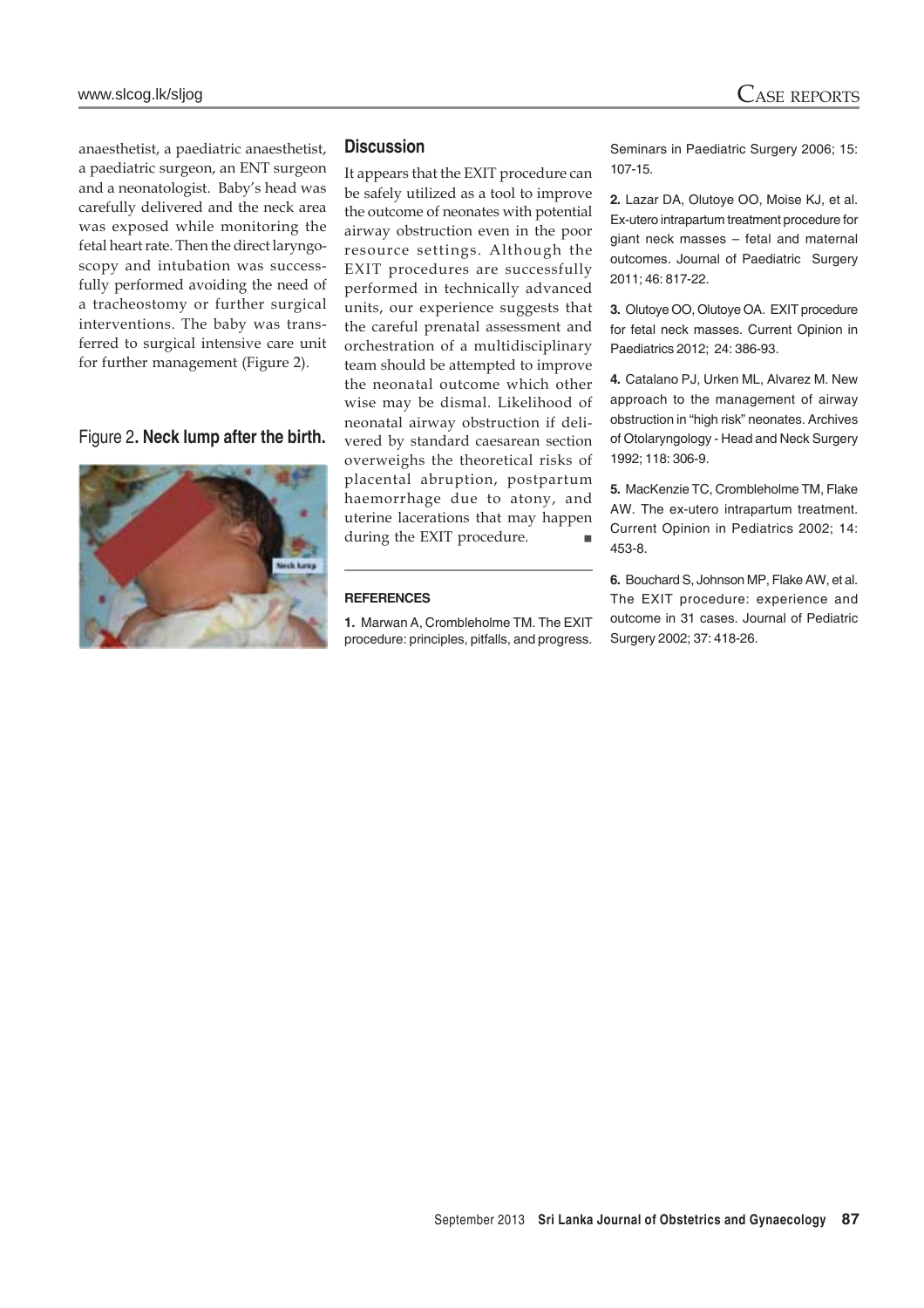anaesthetist, a paediatric anaesthetist, a paediatric surgeon, an ENT surgeon and a neonatologist. Baby's head was carefully delivered and the neck area was exposed while monitoring the fetal heart rate. Then the direct laryngoscopy and intubation was successfully performed avoiding the need of a tracheostomy or further surgical interventions. The baby was transferred to surgical intensive care unit for further management (Figure 2).

Figure 2**. Neck lump after the birth.**

## Discussion

It appears that the EXIT procedure can be safely utilized as a tool to improve the outcome of neonates with potential airway obstruction even in the poor resource settings. Although the EXIT procedures are successfully performed in technically advanced units, our experience suggests that the careful prenatal assessment and orchestration of a multidisciplinary team should be attempted to improve the neonatal outcome which other wise may be dismal. Likelihood of neonatal airway obstruction if delivered by standard caesarean section overweighs the theoretical risks of placental abruption, postpartum haemorrhage due to atony, and uterine lacerations that may happen during the EXIT procedure. ■

### REFERENCES

**1.** Marwan A, Crombleholme TM. The EXIT procedure: principles, pitfalls, and progress. Seminars in Paediatric Surgery 2006; 15: 107-15.

**2.** Lazar DA, Olutoye OO, Moise KJ, et al. Ex-utero intrapartum treatment procedure for giant neck masses – fetal and maternal outcomes. Journal of Paediatric Surgery 2011; 46: 817-22.

**3.** Olutoye OO, Olutoye OA. EXIT procedure for fetal neck masses. Current Opinion in Paediatrics 2012; 24: 386-93.

**4.** Catalano PJ, Urken ML, Alvarez M. New approach to the management of airway obstruction in "high risk" neonates. Archives of Otolaryngology - Head and Neck Surgery 1992; 118: 306-9.

**5.** MacKenzie TC, Crombleholme TM, Flake AW. The ex-utero intrapartum treatment. Current Opinion in Pediatrics 2002; 14: 453-8.

**6.** Bouchard S, Johnson MP, Flake AW, et al. The EXIT procedure: experience and outcome in 31 cases. Journal of Pediatric Surgery 2002; 37: 418-26.